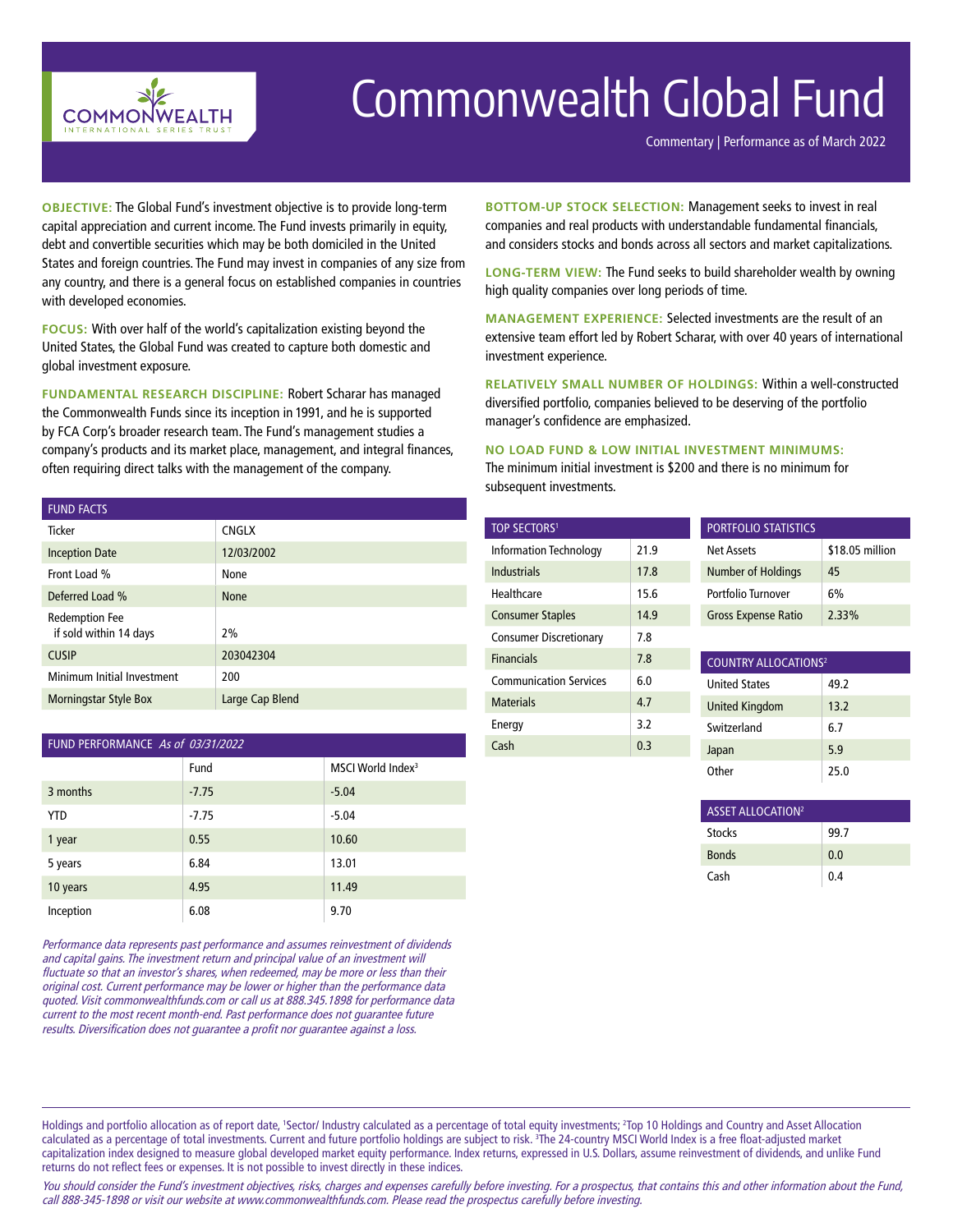# Commonwealth Global Fund

Commentary | Performance as of March 2022

**OBJECTIVE:** The Global Fund's investment objective is to provide long-term capital appreciation and current income. The Fund invests primarily in equity, debt and convertible securities which may be both domiciled in the United States and foreign countries. The Fund may invest in companies of any size from any country, and there is a general focus on established companies in countries with developed economies.

**FOCUS:** With over half of the world's capitalization existing beyond the United States, the Global Fund was created to capture both domestic and global investment exposure.

**FUNDAMENTAL RESEARCH DISCIPLINE:** Robert Scharar has managed the Commonwealth Funds since its inception in 1991, and he is supported by FCA Corp's broader research team. The Fund's management studies a company's products and its market place, management, and integral finances, often requiring direct talks with the management of the company.

| FUND FACTS | |
|---|---|
| Ticker | CNGLX |
| Inception Date | 12/03/2002 |
| Front Load % | None |
| Deferred Load % | None |
| Redemption Fee if sold within 14 days | 2% |
| CUSIP | 203042304 |
| Minimum Initial Investment | 200 |
| Morningstar Style Box | Large Cap Blend |

| FUND PERFORMANCE *As of 03/31/2022* | Fund | MSCI World Index[3] |
|---|---|---|
| 3 months | -7.75 | -5.04 |
| YTD | -7.75 | -5.04 |
| 1 year | 0.55 | 10.60 |
| 5 years | 6.84 | 13.01 |
| 10 years | 4.95 | 11.49 |
| Inception | 6.08 | 9.70 |

*Performance data represents past performance and assumes reinvestment of dividends and capital gains. The investment return and principal value of an investment will fluctuate so that an investor's shares, when redeemed, may be more or less than their original cost. Current performance may be lower or higher than the performance data quoted. Visit commonwealthfunds.com or call us at 888.345.1898 for performance data current to the most recent month-end. Past performance does not guarantee future results. Diversification does not guarantee a profit nor guarantee against a loss.*

**BOTTOM-UP STOCK SELECTION:** Management seeks to invest in real companies and real products with understandable fundamental financials, and considers stocks and bonds across all sectors and market capitalizations.

**LONG-TERM VIEW:** The Fund seeks to build shareholder wealth by owning high quality companies over long periods of time.

**MANAGEMENT EXPERIENCE:** Selected investments are the result of an extensive team effort led by Robert Scharar, with over 40 years of international investment experience.

**RELATIVELY SMALL NUMBER OF HOLDINGS:** Within a well-constructed diversified portfolio, companies believed to be deserving of the portfolio manager's confidence are emphasized.

**NO LOAD FUND & LOW INITIAL INVESTMENT MINIMUMS:** The minimum initial investment is $200 and there is no minimum for subsequent investments.

| TOP SECTORS[1] | |
|---|---|
| Information Technology | 21.9 |
| Industrials | 17.8 |
| Healthcare | 15.6 |
| Consumer Staples | 14.9 |
| Consumer Discretionary | 7.8 |
| Financials | 7.8 |
| Communication Services | 6.0 |
| Materials | 4.7 |
| Energy | 3.2 |
| Cash | 0.3 |

| PORTFOLIO STATISTICS | |
|---|---|
| Net Assets | $18.05 million |
| Number of Holdings | 45 |
| Portfolio Turnover | 6% |
| Gross Expense Ratio | 2.33% |

| COUNTRY ALLOCATIONS[2] | |
|---|---|
| United States | 49.2 |
| United Kingdom | 13.2 |
| Switzerland | 6.7 |
| Japan | 5.9 |
| Other | 25.0 |

| ASSET ALLOCATION[2] | |
|---|---|
| Stocks | 99.7 |
| Bonds | 0.0 |
| Cash | 0.4 |

Holdings and portfolio allocation as of report date, [1]Sector/ Industry calculated as a percentage of total equity investments; [2]Top 10 Holdings and Country and Asset Allocation calculated as a percentage of total investments. Current and future portfolio holdings are subject to risk. [3]The 24-country MSCI World Index is a free float-adjusted market capitalization index designed to measure global developed market equity performance. Index returns, expressed in U.S. Dollars, assume reinvestment of dividends, and unlike Fund returns do not reflect fees or expenses. It is not possible to invest directly in these indices.

*You should consider the Fund's investment objectives, risks, charges and expenses carefully before investing. For a prospectus, that contains this and other information about the Fund, call 888-345-1898 or visit our website at www.commonwealthfunds.com. Please read the prospectus carefully before investing.*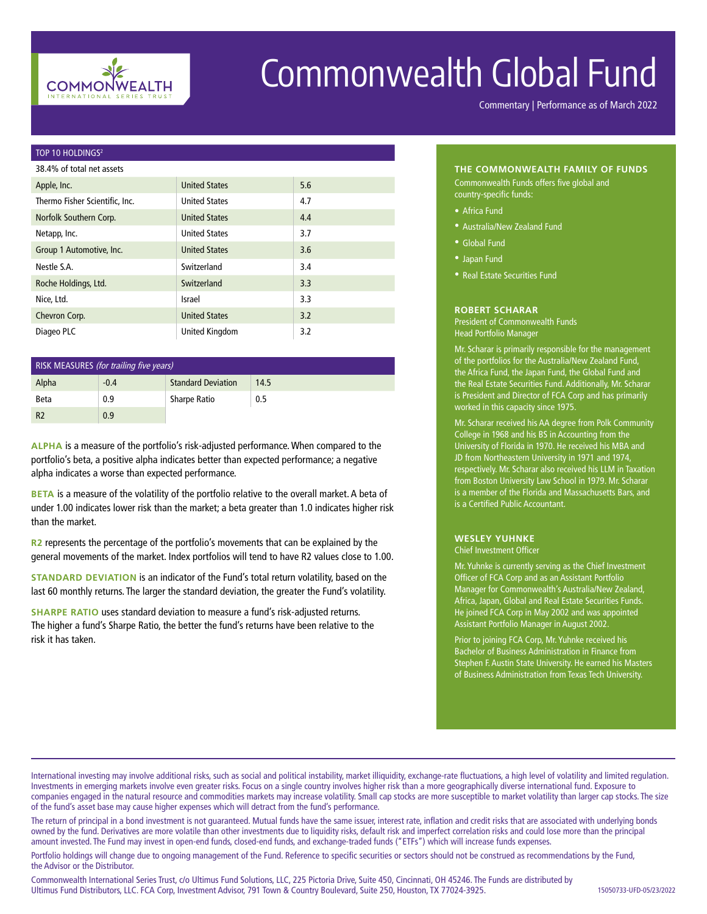# Commonwealth Global Fund

Commentary | Performance as of March 2022

## TOP 10 HOLDINGS[2]

38.4% of total net assets

| | | |
|---|---|---|
| Apple, Inc. | United States | 5.6 |
| Thermo Fisher Scientific, Inc. | United States | 4.7 |
| Norfolk Southern Corp. | United States | 4.4 |
| Netapp, Inc. | United States | 3.7 |
| Group 1 Automotive, Inc. | United States | 3.6 |
| Nestle S.A. | Switzerland | 3.4 |
| Roche Holdings, Ltd. | Switzerland | 3.3 |
| Nice, Ltd. | Israel | 3.3 |
| Chevron Corp. | United States | 3.2 |
| Diageo PLC | United Kingdom | 3.2 |

## RISK MEASURES *(for trailing five years)*

| | | | |
|---|---|---|---|
| Alpha | -0.4 | Standard Deviation | 14.5 |
| Beta | 0.9 | Sharpe Ratio | 0.5 |
| R2 | 0.9 | | |

**ALPHA** is a measure of the portfolio's risk-adjusted performance. When compared to the portfolio's beta, a positive alpha indicates better than expected performance; a negative alpha indicates a worse than expected performance.

**BETA** is a measure of the volatility of the portfolio relative to the overall market. A beta of under 1.00 indicates lower risk than the market; a beta greater than 1.0 indicates higher risk than the market.

**R2** represents the percentage of the portfolio's movements that can be explained by the general movements of the market. Index portfolios will tend to have R2 values close to 1.00.

**STANDARD DEVIATION** is an indicator of the Fund's total return volatility, based on the last 60 monthly returns. The larger the standard deviation, the greater the Fund's volatility.

**SHARPE RATIO** uses standard deviation to measure a fund's risk-adjusted returns. The higher a fund's Sharpe Ratio, the better the fund's returns have been relative to the risk it has taken.

### THE COMMONWEALTH FAMILY OF FUNDS

Commonwealth Funds offers five global and country-specific funds:

- Africa Fund
- Australia/New Zealand Fund
- Global Fund
- Japan Fund
- Real Estate Securities Fund

### ROBERT SCHARAR

President of Commonwealth Funds
Head Portfolio Manager

Mr. Scharar is primarily responsible for the management of the portfolios for the Australia/New Zealand Fund, the Africa Fund, the Japan Fund, the Global Fund and the Real Estate Securities Fund. Additionally, Mr. Scharar is President and Director of FCA Corp and has primarily worked in this capacity since 1975.

Mr. Scharar received his AA degree from Polk Community College in 1968 and his BS in Accounting from the University of Florida in 1970. He received his MBA and JD from Northeastern University in 1971 and 1974, respectively. Mr. Scharar also received his LLM in Taxation from Boston University Law School in 1979. Mr. Scharar is a member of the Florida and Massachusetts Bars, and is a Certified Public Accountant.

### WESLEY YUHNKE

Chief Investment Officer

Mr. Yuhnke is currently serving as the Chief Investment Officer of FCA Corp and as an Assistant Portfolio Manager for Commonwealth's Australia/New Zealand, Africa, Japan, Global and Real Estate Securities Funds. He joined FCA Corp in May 2002 and was appointed Assistant Portfolio Manager in August 2002.

Prior to joining FCA Corp, Mr. Yuhnke received his Bachelor of Business Administration in Finance from Stephen F. Austin State University. He earned his Masters of Business Administration from Texas Tech University.

---

International investing may involve additional risks, such as social and political instability, market illiquidity, exchange-rate fluctuations, a high level of volatility and limited regulation. Investments in emerging markets involve even greater risks. Focus on a single country involves higher risk than a more geographically diverse international fund. Exposure to companies engaged in the natural resource and commodities markets may increase volatility. Small cap stocks are more susceptible to market volatility than larger cap stocks. The size of the fund's asset base may cause higher expenses which will detract from the fund's performance.

The return of principal in a bond investment is not guaranteed. Mutual funds have the same issuer, interest rate, inflation and credit risks that are associated with underlying bonds owned by the fund. Derivatives are more volatile than other investments due to liquidity risks, default risk and imperfect correlation risks and could lose more than the principal amount invested. The Fund may invest in open-end funds, closed-end funds, and exchange-traded funds ("ETFs") which will increase funds expenses.

Portfolio holdings will change due to ongoing management of the Fund. Reference to specific securities or sectors should not be construed as recommendations by the Fund, the Advisor or the Distributor.

Commonwealth International Series Trust, c/o Ultimus Fund Solutions, LLC, 225 Pictoria Drive, Suite 450, Cincinnati, OH 45246. The Funds are distributed by Ultimus Fund Distributors, LLC. FCA Corp, Investment Advisor, 791 Town & Country Boulevard, Suite 250, Houston, TX 77024-3925.

15050733-UFD-05/23/2022